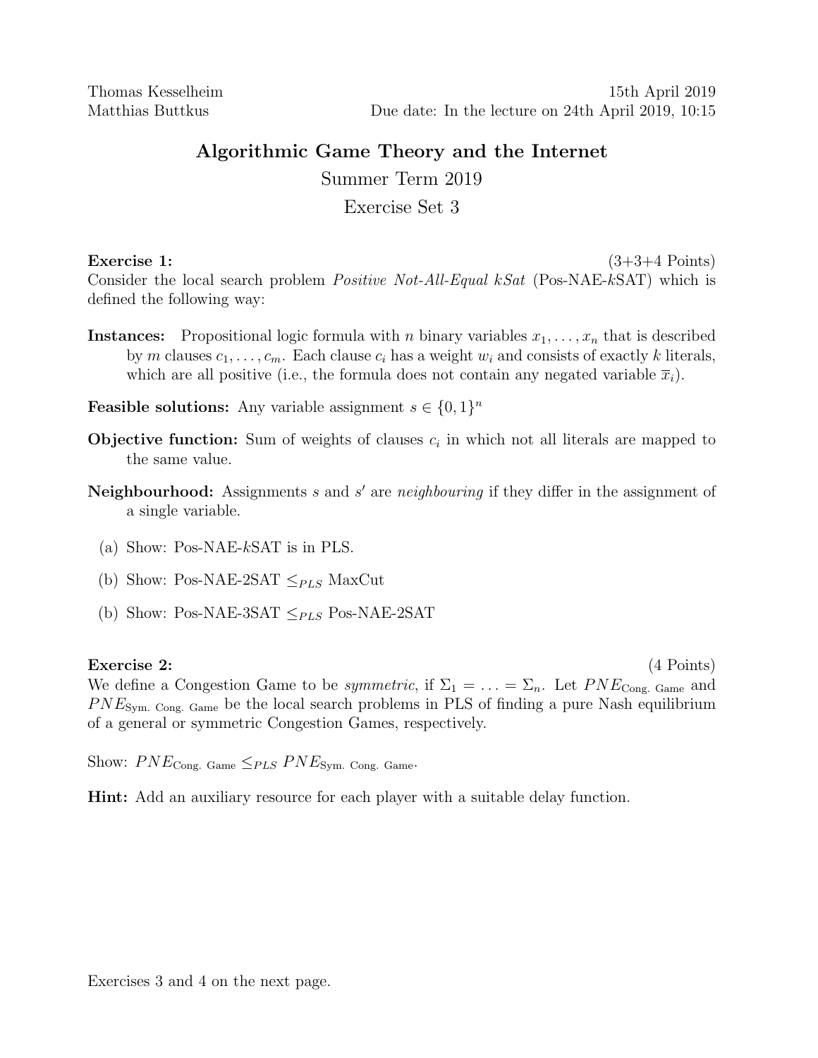Thomas Kesselheim 15th April 2019
Matthias Buttkus Due date: In the lecture on 24th April 2019, 10:15

# Algorithmic Game Theory and the Internet

## Summer Term 2019

## Exercise Set 3

**Exercise 1:** (3+3+4 Points)

Consider the local search problem *Positive Not-All-Equal kSat* (Pos-NAE-$k$SAT) which is defined the following way:

**Instances:** Propositional logic formula with $n$ binary variables $x_1, \ldots, x_n$ that is described by $m$ clauses $c_1, \ldots, c_m$. Each clause $c_i$ has a weight $w_i$ and consists of exactly $k$ literals, which are all positive (i.e., the formula does not contain any negated variable $\overline{x}_i$).

**Feasible solutions:** Any variable assignment $s \in \{0, 1\}^n$

**Objective function:** Sum of weights of clauses $c_i$ in which not all literals are mapped to the same value.

**Neighbourhood:** Assignments $s$ and $s'$ are *neighbouring* if they differ in the assignment of a single variable.

(a) Show: Pos-NAE-$k$SAT is in PLS.

(b) Show: Pos-NAE-2SAT $\leq_{PLS}$ MaxCut

(b) Show: Pos-NAE-3SAT $\leq_{PLS}$ Pos-NAE-2SAT

**Exercise 2:** (4 Points)

We define a Congestion Game to be *symmetric*, if $\Sigma_1 = \ldots = \Sigma_n$. Let $PNE_{\text{Cong. Game}}$ and $PNE_{\text{Sym. Cong. Game}}$ be the local search problems in PLS of finding a pure Nash equilibrium of a general or symmetric Congestion Games, respectively.

Show: $PNE_{\text{Cong. Game}} \leq_{PLS} PNE_{\text{Sym. Cong. Game}}$.

**Hint:** Add an auxiliary resource for each player with a suitable delay function.

Exercises 3 and 4 on the next page.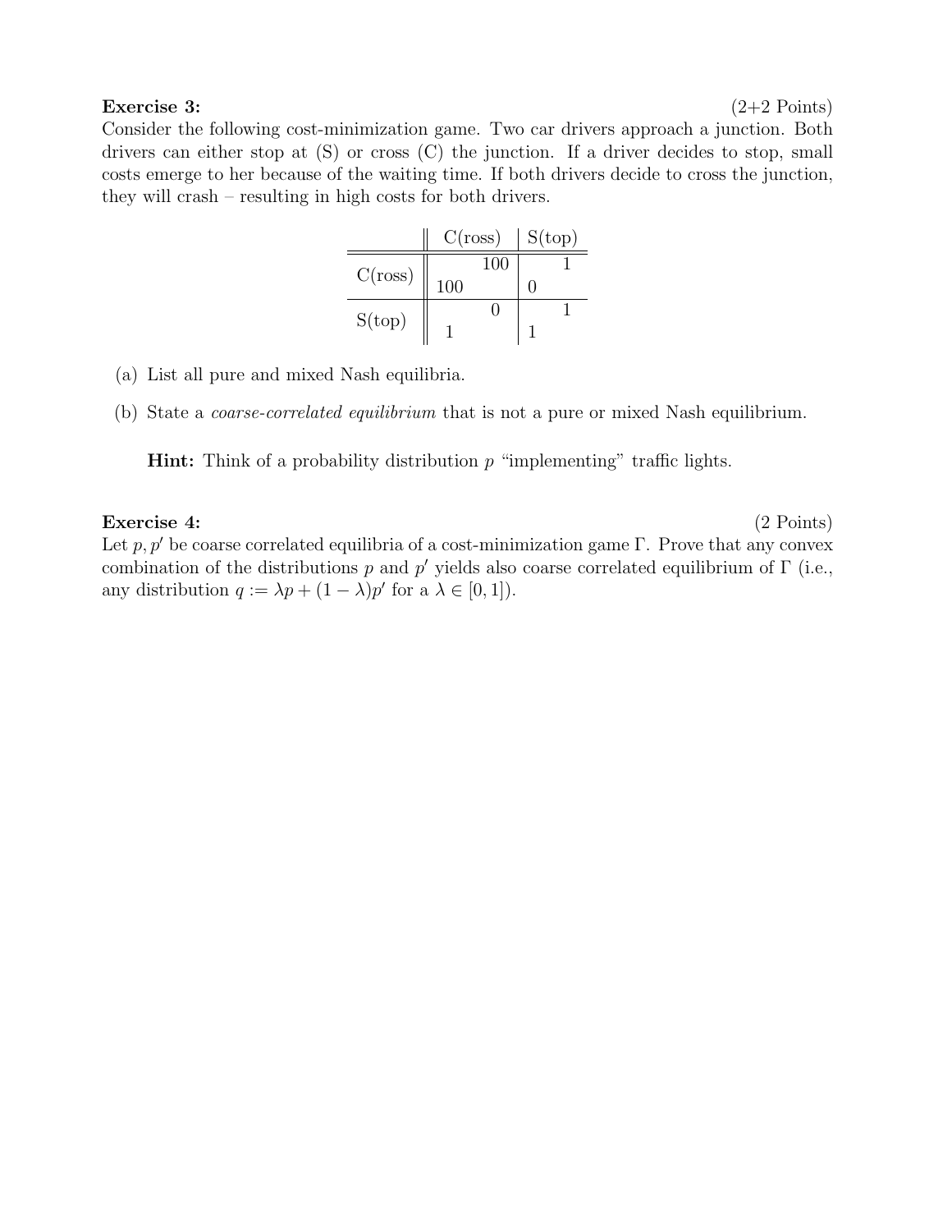**Exercise 3:** (2+2 Points)

Consider the following cost-minimization game. Two car drivers approach a junction. Both drivers can either stop at (S) or cross (C) the junction. If a driver decides to stop, small costs emerge to her because of the waiting time. If both drivers decide to cross the junction, they will crash – resulting in high costs for both drivers.

| | C(ross) | S(top) |
|---|---|---|
| C(ross) | 100, 100 | 0, 1 |
| S(top) | 1, 0 | 1, 1 |

(a) List all pure and mixed Nash equilibria.

(b) State a *coarse-correlated equilibrium* that is not a pure or mixed Nash equilibrium.

**Hint:** Think of a probability distribution $p$ "implementing" traffic lights.

**Exercise 4:** (2 Points)

Let $p, p'$ be coarse correlated equilibria of a cost-minimization game $\Gamma$. Prove that any convex combination of the distributions $p$ and $p'$ yields also coarse correlated equilibrium of $\Gamma$ (i.e., any distribution $q := \lambda p + (1 - \lambda)p'$ for a $\lambda \in [0, 1]$).